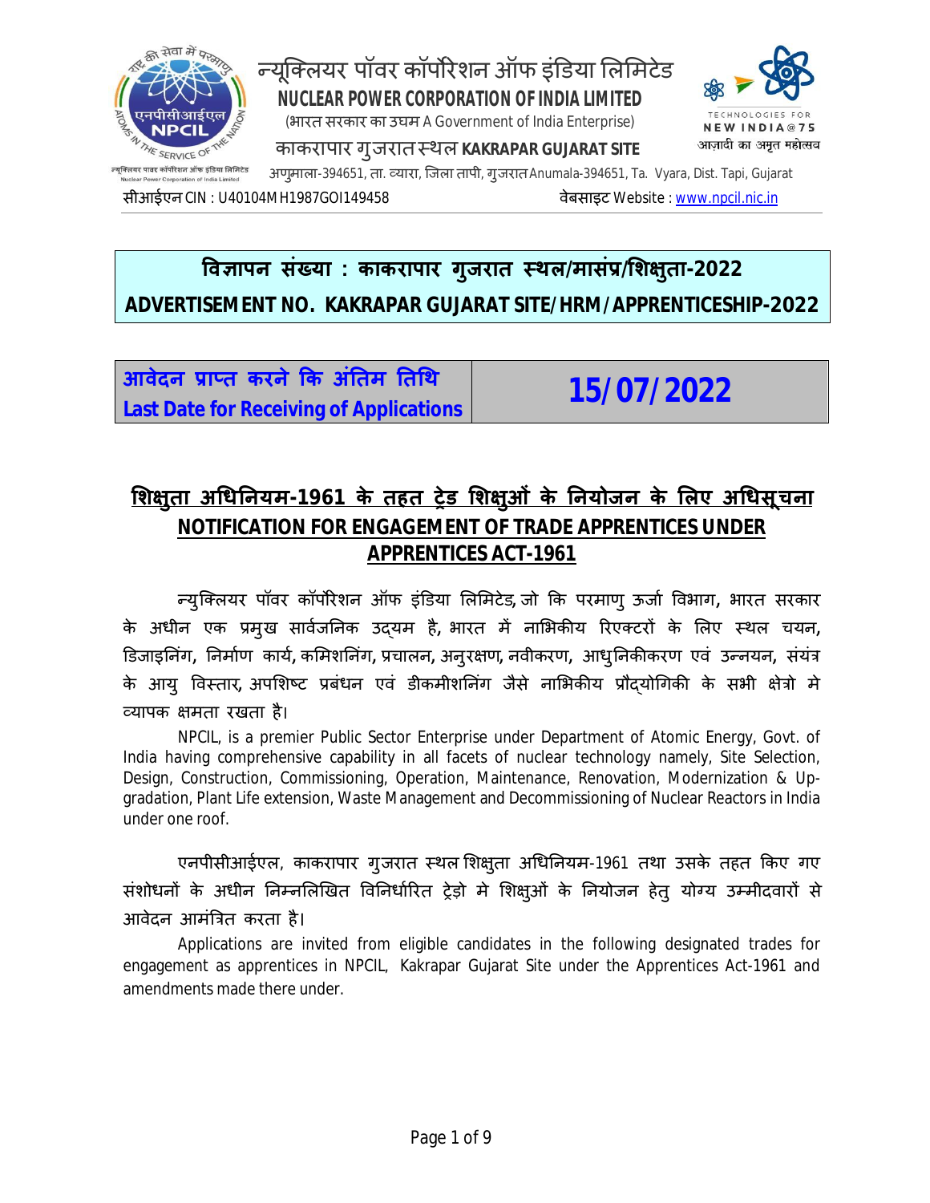# न्यूक्लियर पॉवर कॉर्पोरेशन ऑफ इंडिया लिमिटेड
## NUCLEAR POWER CORPORATION OF INDIA LIMITED

(भारत सरकार का उद्यम A Government of India Enterprise)

काकरापार गुजरात स्थल **KAKRAPAR GUJARAT SITE**

अणुमाला-394651, ता. व्यारा, जिला तापी, गुजरात Anumala-394651, Ta. Vyara, Dist. Tapi, Gujarat

सीआईएन CIN : U40104MH1987GOI149458 वेबसाइट Website : www.npcil.nic.in

**विज्ञापन संख्या : काकरापार गुजरात स्थल/मासंप्र/शिक्षुता-2022**
**ADVERTISEMENT NO. KAKRAPAR GUJARAT SITE/HRM/APPRENTICESHIP-2022**

| आवेदन प्राप्त करने कि अंतिम तिथि<br>Last Date for Receiving of Applications | 15/07/2022 |
|---|---|

## शिक्षुता अधिनियम-1961 के तहत ट्रेड शिक्षुओं के नियोजन के लिए अधिसूचना
## NOTIFICATION FOR ENGAGEMENT OF TRADE APPRENTICES UNDER APPRENTICES ACT-1961

न्युक्लियर पॉवर कॉर्पोरेशन ऑफ इंडिया लिमिटेड, जो कि परमाणु ऊर्जा विभाग, भारत सरकार के अधीन एक प्रमुख सार्वजनिक उद्यम है, भारत में नाभिकीय रिएक्टरों के लिए स्थल चयन, डिजाइनिंग, निर्माण कार्य, कमिशनिंग, प्रचालन, अनुरक्षण, नवीकरण, आधुनिकीकरण एवं उन्नयन, संयंत्र के आयु विस्तार, अपशिष्ट प्रबंधन एवं डीकमीशनिंग जैसे नाभिकीय प्रौद्योगिकी के सभी क्षेत्रो मे व्यापक क्षमता रखता है।

NPCIL, is a premier Public Sector Enterprise under Department of Atomic Energy, Govt. of India having comprehensive capability in all facets of nuclear technology namely, Site Selection, Design, Construction, Commissioning, Operation, Maintenance, Renovation, Modernization & Up-gradation, Plant Life extension, Waste Management and Decommissioning of Nuclear Reactors in India under one roof.

एनपीसीआईएल, काकरापार गुजरात स्थल शिक्षुता अधिनियम-1961 तथा उसके तहत किए गए संशोधनों के अधीन निम्नलिखित विनिर्धारित ट्रेड़ो मे शिक्षुओं के नियोजन हेतु योग्य उम्मीदवारों से आवेदन आमंत्रित करता है।

Applications are invited from eligible candidates in the following designated trades for engagement as apprentices in NPCIL, Kakrapar Gujarat Site under the Apprentices Act-1961 and amendments made there under.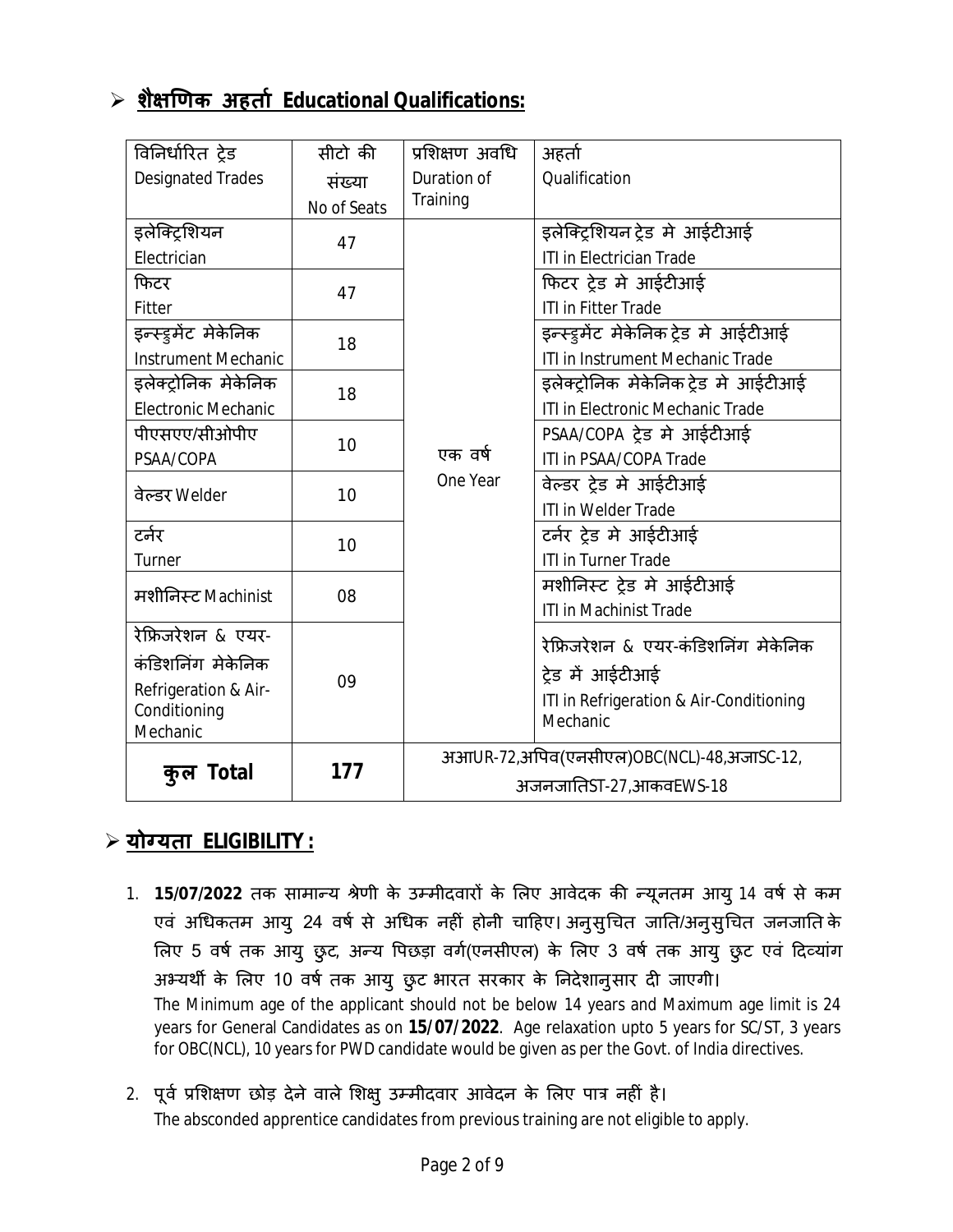## ➢ शैक्षणिक अहर्ता Educational Qualifications:

| विनिर्धारित ट्रेड Designated Trades | सीटो की संख्या No of Seats | प्रशिक्षण अवधि Duration of Training | अहर्ता Qualification |
|---|---|---|---|
| इलेक्ट्रिशियन Electrician | 47 | एक वर्ष One Year | इलेक्ट्रिशियन ट्रेड मे आईटीआई ITI in Electrician Trade |
| फिटर Fitter | 47 | | फिटर ट्रेड मे आईटीआई ITI in Fitter Trade |
| इन्स्ट्रुमेंट मेकेनिक Instrument Mechanic | 18 | | इन्स्ट्रुमेंट मेकेनिक ट्रेड मे आईटीआई ITI in Instrument Mechanic Trade |
| इलेक्ट्रोनिक मेकेनिक Electronic Mechanic | 18 | | इलेक्ट्रोनिक मेकेनिक ट्रेड मे आईटीआई ITI in Electronic Mechanic Trade |
| पीएसएए/सीओपीए PSAA/COPA | 10 | | PSAA/COPA ट्रेड मे आईटीआई ITI in PSAA/COPA Trade |
| वेल्डर Welder | 10 | | वेल्डर ट्रेड मे आईटीआई ITI in Welder Trade |
| टर्नर Turner | 10 | | टर्नर ट्रेड मे आईटीआई ITI in Turner Trade |
| मशीनिस्ट Machinist | 08 | | मशीनिस्ट ट्रेड मे आईटीआई ITI in Machinist Trade |
| रेफ्रिजरेशन & एयर-कंडिशनिंग मेकेनिक Refrigeration & Air-Conditioning Mechanic | 09 | | रेफ्रिजरेशन & एयर-कंडिशनिंग मेकेनिक ट्रेड में आईटीआई ITI in Refrigeration & Air-Conditioning Mechanic |
| **कुल Total** | **177** | अआUR-72,अपिव(एनसीएल)OBC(NCL)-48,अजाSC-12, अजनजातिST-27,आकवEWS-18 | |

## ➢ योग्यता ELIGIBILITY :

1. **15/07/2022** तक सामान्य श्रेणी के उम्मीदवारों के लिए आवेदक की न्यूनतम आयु 14 वर्ष से कम एवं अधिकतम आयु 24 वर्ष से अधिक नहीं होनी चाहिए। अनुसुचित जाति/अनुसुचित जनजाति के लिए 5 वर्ष तक आयु छुट, अन्य पिछड़ा वर्ग(एनसीएल) के लिए 3 वर्ष तक आयु छुट एवं दिव्यांग अभ्यर्थी के लिए 10 वर्ष तक आयु छुट भारत सरकार के निदेशानुसार दी जाएगी।
   The Minimum age of the applicant should not be below 14 years and Maximum age limit is 24 years for General Candidates as on **15/07/2022**. Age relaxation upto 5 years for SC/ST, 3 years for OBC(NCL), 10 years for PWD candidate would be given as per the Govt. of India directives.

2. पूर्व प्रशिक्षण छोड़ देने वाले शिक्षु उम्मीदवार आवेदन के लिए पात्र नहीं है।
   The absconded apprentice candidates from previous training are not eligible to apply.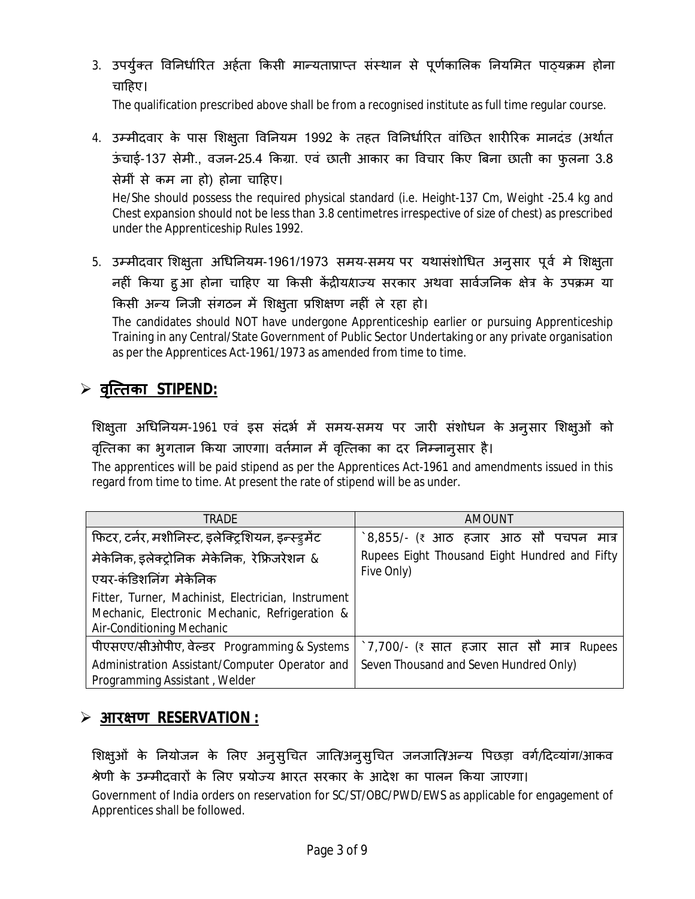3. उपर्युक्त विनिर्धारित अर्हता किसी मान्यताप्राप्त संस्थान से पूर्णकालिक नियमित पाठ्यक्रम होना चाहिए।

   The qualification prescribed above shall be from a recognised institute as full time regular course.

4. उम्मीदवार के पास शिक्षुता विनियम 1992 के तहत विनिर्धारित वांछित शारीरिक मानदंड (अर्थात ऊंचाई-137 सेमी., वजन-25.4 किग्रा. एवं छाती आकार का विचार किए बिना छाती का फुलना 3.8 सेमीं से कम ना हो) होना चाहिए।

   He/She should possess the required physical standard (i.e. Height-137 Cm, Weight -25.4 kg and Chest expansion should not be less than 3.8 centimetres irrespective of size of chest) as prescribed under the Apprenticeship Rules 1992.

5. उम्मीदवार शिक्षुता अधिनियम-1961/1973 समय-समय पर यथासंशोधित अनुसार पूर्व मे शिक्षुता नहीं किया हुआ होना चाहिए या किसी केंद्रीय/राज्य सरकार अथवा सार्वजनिक क्षेत्र के उपक्रम या किसी अन्य निजी संगठन में शिक्षुता प्रशिक्षण नहीं ले रहा हो।

   The candidates should NOT have undergone Apprenticeship earlier or pursuing Apprenticeship Training in any Central/State Government of Public Sector Undertaking or any private organisation as per the Apprentices Act-1961/1973 as amended from time to time.

## ➢ वृत्तिका STIPEND:

शिक्षुता अधिनियम-1961 एवं इस संदर्भ में समय-समय पर जारी संशोधन के अनुसार शिक्षुओं को वृत्तिका का भुगतान किया जाएगा। वर्तमान में वृत्तिका का दर निम्नानुसार है।

The apprentices will be paid stipend as per the Apprentices Act-1961 and amendments issued in this regard from time to time. At present the rate of stipend will be as under.

| TRADE | AMOUNT |
|---|---|
| फिटर, टर्नर, मशीनिस्ट, इलेक्ट्रिशियन, इन्स्ट्रुमेंट मेकेनिक, इलेक्ट्रोनिक मेकेनिक, रेफ्रिजरेशन & एयर-कंडिशनिंग मेकेनिक<br>Fitter, Turner, Machinist, Electrician, Instrument Mechanic, Electronic Mechanic, Refrigeration & Air-Conditioning Mechanic | `8,855/- (₹ आठ हजार आठ सौ पचपन मात्र Rupees Eight Thousand Eight Hundred and Fifty Five Only) |
| पीएसएए/सीओपीए, वेल्डर Programming & Systems Administration Assistant/Computer Operator and Programming Assistant , Welder | `7,700/- (₹ सात हजार सात सौ मात्र Rupees Seven Thousand and Seven Hundred Only) |

## ➢ आरक्षण RESERVATION :

शिक्षुओं के नियोजन के लिए अनुसुचित जाति/अनुसुचित जनजाति/अन्य पिछड़ा वर्ग/दिव्यांग/आकव श्रेणी के उम्मीदवारों के लिए प्रयोज्य भारत सरकार के आदेश का पालन किया जाएगा।

Government of India orders on reservation for SC/ST/OBC/PWD/EWS as applicable for engagement of Apprentices shall be followed.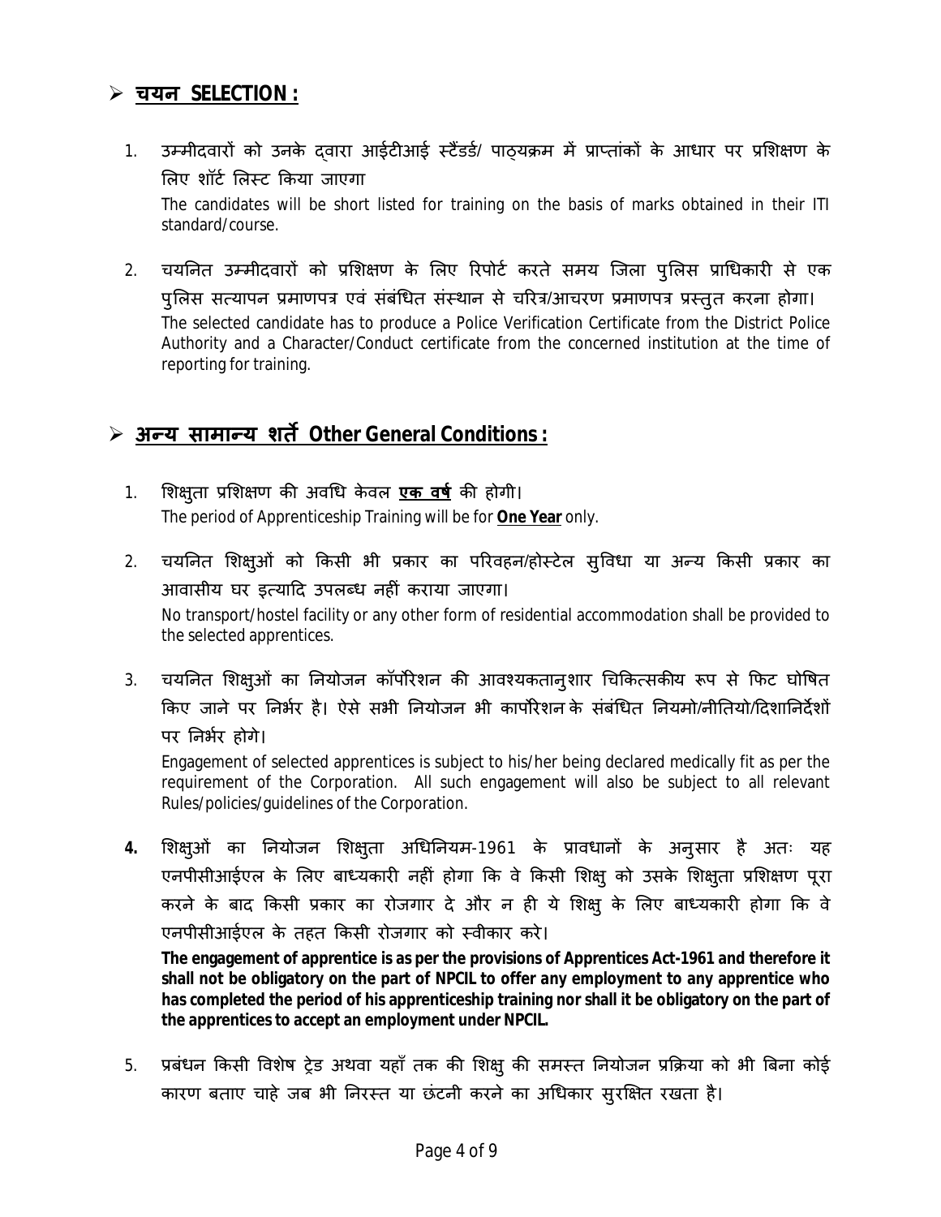## ➢ **चयन SELECTION :**

1. उम्मीदवारों को उनके द्वारा आईटीआई स्टैंडर्ड/ पाठ्यक्रम में प्राप्तांकों के आधार पर प्रशिक्षण के लिए शॉर्ट लिस्ट किया जाएगा

   The candidates will be short listed for training on the basis of marks obtained in their ITI standard/course.

2. चयनित उम्मीदवारों को प्रशिक्षण के लिए रिपोर्ट करते समय जिला पुलिस प्राधिकारी से एक पुलिस सत्यापन प्रमाणपत्र एवं संबंधित संस्थान से चरित्र/आचरण प्रमाणपत्र प्रस्तुत करना होगा।

   The selected candidate has to produce a Police Verification Certificate from the District Police Authority and a Character/Conduct certificate from the concerned institution at the time of reporting for training.

## ➢ **अन्य सामान्य शर्तें Other General Conditions :**

1. शिक्षुता प्रशिक्षण की अवधि केवल **एक वर्ष** की होगी।

   The period of Apprenticeship Training will be for **One Year** only.

2. चयनित शिक्षुओं को किसी भी प्रकार का परिवहन/होस्टेल सुविधा या अन्य किसी प्रकार का आवासीय घर इत्यादि उपलब्ध नहीं कराया जाएगा।

   No transport/hostel facility or any other form of residential accommodation shall be provided to the selected apprentices.

3. चयनित शिक्षुओं का नियोजन कॉर्पोरेशन की आवश्यकतानुशार चिकित्सकीय रूप से फिट घोषित किए जाने पर निर्भर है। ऐसे सभी नियोजन भी कार्पोरेशन के संबंधित नियमो/नीतियो/दिशानिर्देशों पर निर्भर होगे।

   Engagement of selected apprentices is subject to his/her being declared medically fit as per the requirement of the Corporation. All such engagement will also be subject to all relevant Rules/policies/guidelines of the Corporation.

4. शिक्षुओं का नियोजन शिक्षुता अधिनियम-1961 के प्रावधानों के अनुसार है अतः यह एनपीसीआईएल के लिए बाध्यकारी नहीं होगा कि वे किसी शिक्षु को उसके शिक्षुता प्रशिक्षण पूरा करने के बाद किसी प्रकार का रोजगार दे और न ही ये शिक्षु के लिए बाध्यकारी होगा कि वे एनपीसीआईएल के तहत किसी रोजगार को स्वीकार करे।

   **The engagement of apprentice is as per the provisions of Apprentices Act-1961 and therefore it shall not be obligatory on the part of NPCIL to offer any employment to any apprentice who has completed the period of his apprenticeship training nor shall it be obligatory on the part of the apprentices to accept an employment under NPCIL.**

5. प्रबंधन किसी विशेष ट्रेड अथवा यहाँ तक की शिक्षु की समस्त नियोजन प्रक्रिया को भी बिना कोई कारण बताए चाहे जब भी निरस्त या छंटनी करने का अधिकार सुरक्षित रखता है।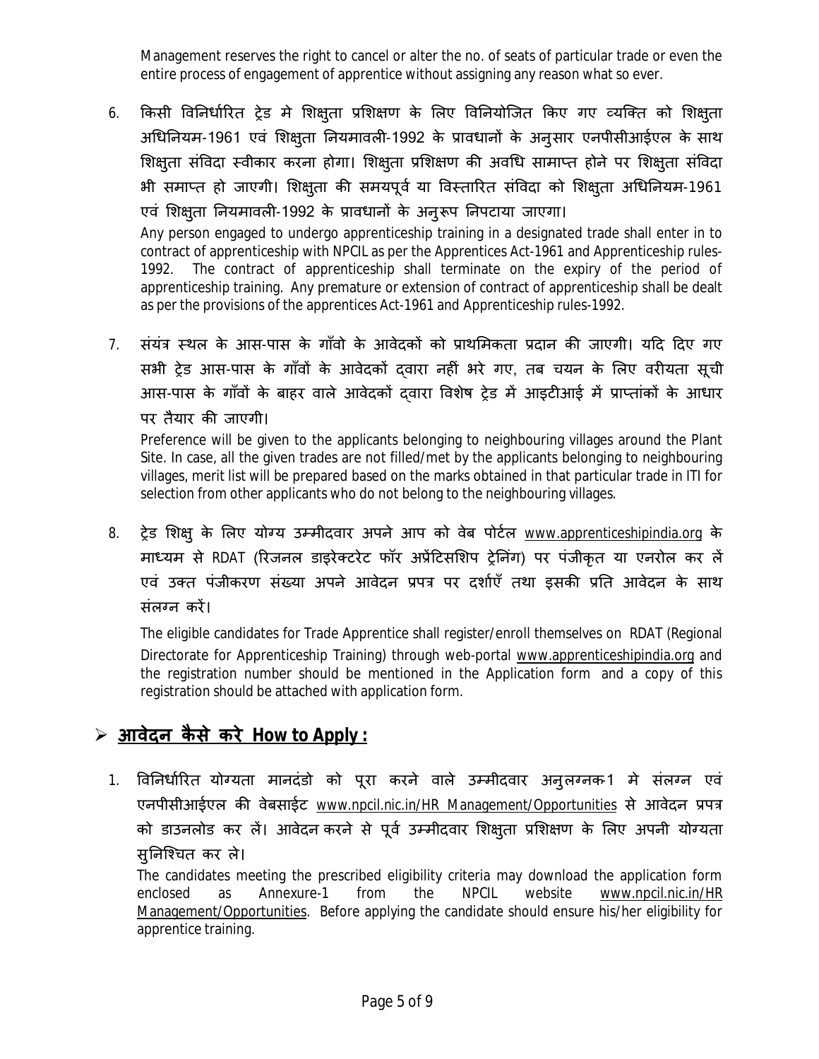Management reserves the right to cancel or alter the no. of seats of particular trade or even the entire process of engagement of apprentice without assigning any reason what so ever.

6. किसी विनिर्धारित ट्रेड मे शिक्षुता प्रशिक्षण के लिए विनियोजित किए गए व्यक्ति को शिक्षुता अधिनियम-1961 एवं शिक्षुता नियमावली-1992 के प्रावधानों के अनुसार एनपीसीआईएल के साथ शिक्षुता संविदा स्वीकार करना होगा। शिक्षुता प्रशिक्षण की अवधि सामाप्त होने पर शिक्षुता संविदा भी समाप्त हो जाएगी। शिक्षुता की समयपूर्व या विस्तारित संविदा को शिक्षुता अधिनियम-1961 एवं शिक्षुता नियमावली-1992 के प्रावधानों के अनुरूप निपटाया जाएगा।

   Any person engaged to undergo apprenticeship training in a designated trade shall enter in to contract of apprenticeship with NPCIL as per the Apprentices Act-1961 and Apprenticeship rules-1992. The contract of apprenticeship shall terminate on the expiry of the period of apprenticeship training. Any premature or extension of contract of apprenticeship shall be dealt as per the provisions of the apprentices Act-1961 and Apprenticeship rules-1992.

7. संयंत्र स्थल के आस-पास के गाँवो के आवेदकों को प्राथमिकता प्रदान की जाएगी। यदि दिए गए सभी ट्रेड आस-पास के गाँवों के आवेदकों द्वारा नहीं भरे गए, तब चयन के लिए वरीयता सूची आस-पास के गाँवों के बाहर वाले आवेदकों द्वारा विशेष ट्रेड में आइटीआई में प्राप्तांकों के आधार पर तैयार की जाएगी।

   Preference will be given to the applicants belonging to neighbouring villages around the Plant Site. In case, all the given trades are not filled/met by the applicants belonging to neighbouring villages, merit list will be prepared based on the marks obtained in that particular trade in ITI for selection from other applicants who do not belong to the neighbouring villages.

8. ट्रेड शिक्षु के लिए योग्य उम्मीदवार अपने आप को वेब पोर्टल www.apprenticeshipindia.org के माध्यम से RDAT (रिजनल डाइरेक्टरेट फॉर अप्रेंटिसशिप ट्रेनिंग) पर पंजीकृत या एनरोल कर लें एवं उक्त पंजीकरण संख्या अपने आवेदन प्रपत्र पर दर्शाएँ तथा इसकी प्रति आवेदन के साथ संलग्न करें।

   The eligible candidates for Trade Apprentice shall register/enroll themselves on RDAT (Regional Directorate for Apprenticeship Training) through web-portal www.apprenticeshipindia.org and the registration number should be mentioned in the Application form and a copy of this registration should be attached with application form.

## ➢ आवेदन कैसे करे How to Apply :

1. विनिर्धारित योग्यता मानदंडो को पूरा करने वाले उम्मीदवार अनुलग्नक-1 मे संलग्न एवं एनपीसीआईएल की वेबसाईट www.npcil.nic.in/HR Management/Opportunities से आवेदन प्रपत्र को डाउनलोड कर लें। आवेदन करने से पूर्व उम्मीदवार शिक्षुता प्रशिक्षण के लिए अपनी योग्यता सुनिश्चित कर ले।

   The candidates meeting the prescribed eligibility criteria may download the application form enclosed as Annexure-1 from the NPCIL website www.npcil.nic.in/HR Management/Opportunities. Before applying the candidate should ensure his/her eligibility for apprentice training.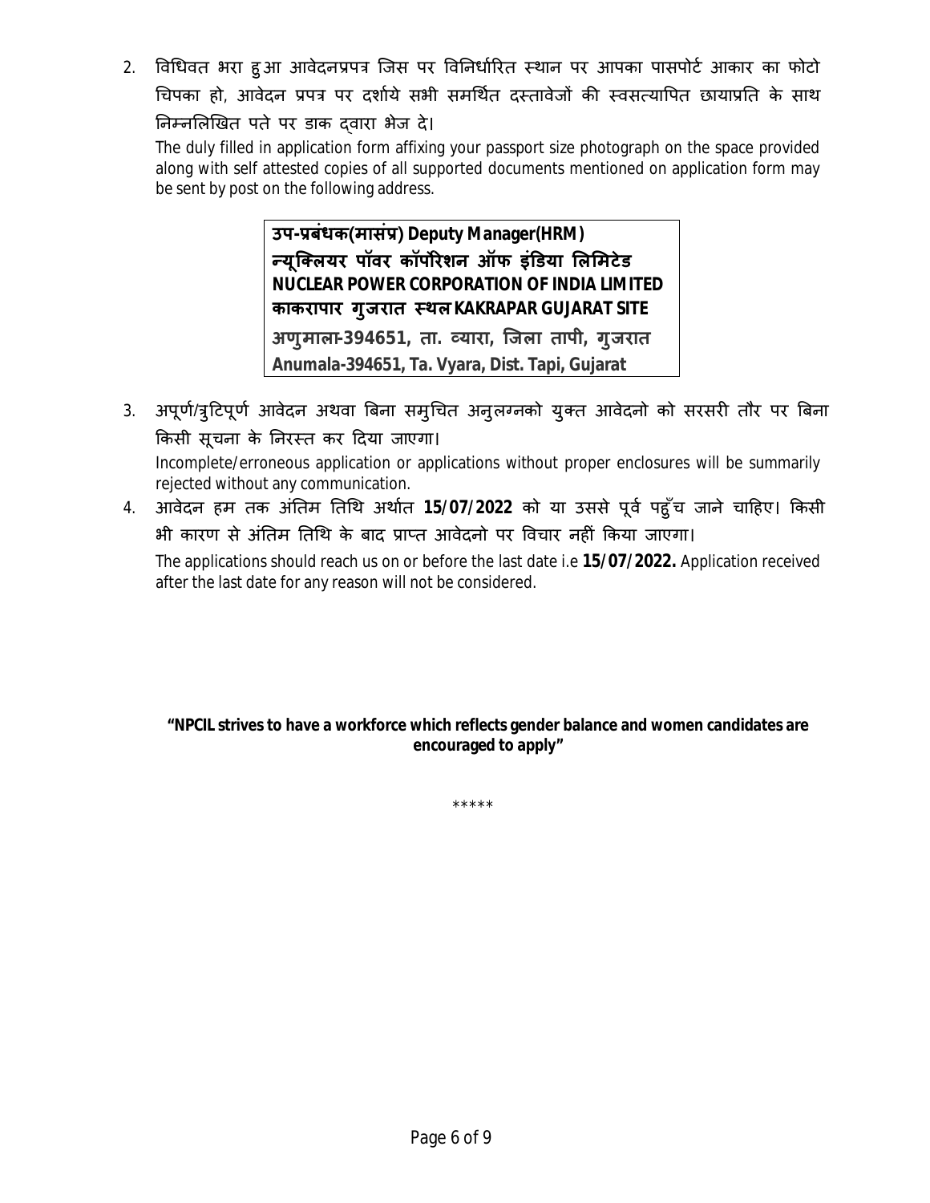2. विधिवत भरा हुआ आवेदनप्रपत्र जिस पर विनिर्धारित स्थान पर आपका पासपोर्ट आकार का फोटो चिपका हो, आवेदन प्रपत्र पर दर्शाये सभी समर्थित दस्तावेजों की स्वसत्यापित छायाप्रति के साथ निम्नलिखित पते पर डाक द्वारा भेज दे।

   The duly filled in application form affixing your passport size photograph on the space provided along with self attested copies of all supported documents mentioned on application form may be sent by post on the following address.

   | **उप-प्रबंधक(मासंप्र) Deputy Manager(HRM)**<br>**न्यूक्लियर पॉवर कॉर्पोरेशन ऑफ इंडिया लिमिटेड**<br>**NUCLEAR POWER CORPORATION OF INDIA LIMITED**<br>**काकरापार गुजरात स्थल KAKRAPAR GUJARAT SITE**<br>**अणुमाला-394651, ता. व्यारा, जिला तापी, गुजरात**<br>**Anumala-394651, Ta. Vyara, Dist. Tapi, Gujarat** |
   |---|

3. अपूर्ण/त्रुटिपूर्ण आवेदन अथवा बिना समुचित अनुलग्नको युक्त आवेदनो को सरसरी तौर पर बिना किसी सूचना के निरस्त कर दिया जाएगा।

   Incomplete/erroneous application or applications without proper enclosures will be summarily rejected without any communication.

4. आवेदन हम तक अंतिम तिथि अर्थात **15/07/2022** को या उससे पूर्व पहुँच जाने चाहिए। किसी भी कारण से अंतिम तिथि के बाद प्राप्त आवेदनो पर विचार नहीं किया जाएगा।

   The applications should reach us on or before the last date i.e **15/07/2022.** Application received after the last date for any reason will not be considered.

**"NPCIL strives to have a workforce which reflects gender balance and women candidates are encouraged to apply"**

*****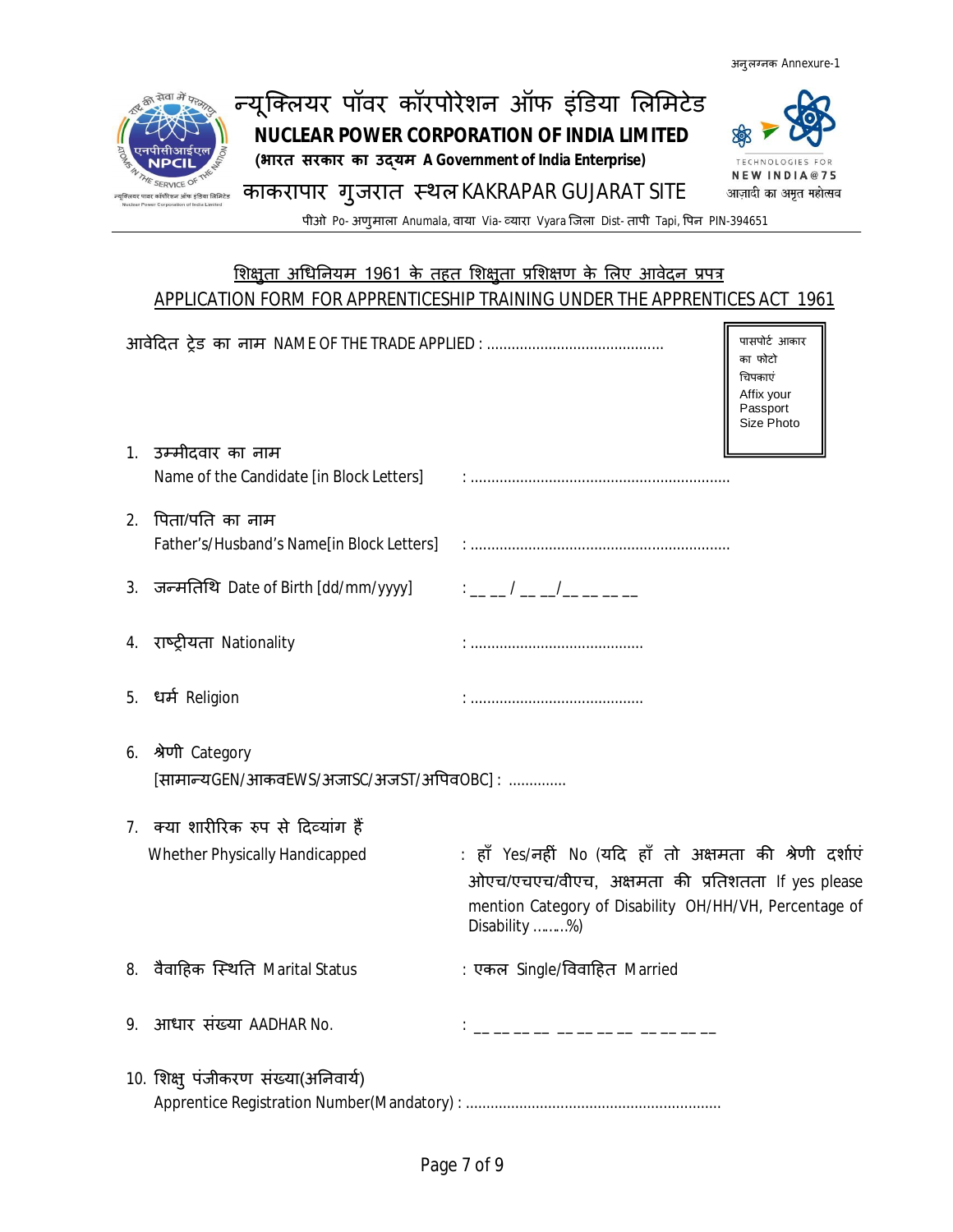अनुलग्नक Annexure-1

# न्यूक्लियर पॉवर कॉरपोरेशन ऑफ इंडिया लिमिटेड
## NUCLEAR POWER CORPORATION OF INDIA LIMITED
**(भारत सरकार का उद्यम A Government of India Enterprise)**

### काकरापार गुजरात स्थल KAKRAPAR GUJARAT SITE

पीओ Po- अणुमाला Anumala, वाया Via- व्यारा Vyara जिला Dist- तापी Tapi, पिन PIN-394651

## शिक्षुता अधिनियम 1961 के तहत शिक्षुता प्रशिक्षण के लिए आवेदन प्रपत्र
## APPLICATION FORM FOR APPRENTICESHIP TRAINING UNDER THE APPRENTICES ACT 1961

आवेदित ट्रेड का नाम NAME OF THE TRADE APPLIED : ...........................................

पासपोर्ट आकार का फोटो चिपकाएं
Affix your Passport Size Photo

1. उम्मीदवार का नाम
   Name of the Candidate [in Block Letters] : ..............................................................

2. पिता/पति का नाम
   Father's/Husband's Name[in Block Letters] : ..............................................................

3. जन्मतिथि Date of Birth [dd/mm/yyyy] : __ __ / __ __/__ __ __ __

4. राष्ट्रीयता Nationality : ..........................................

5. धर्म Religion : ..........................................

6. श्रेणी Category
   [सामान्यGEN/आकवEWS/अजाSC/अजST/अपिवOBC] : .............

7. क्या शारीरिक रुप से दिव्यांग हैं
   Whether Physically Handicapped : हाँ Yes/नहीं No (यदि हाँ तो अक्षमता की श्रेणी दर्शाएं ओएच/एचएच/वीएच, अक्षमता की प्रतिशतता If yes please mention Category of Disability OH/HH/VH, Percentage of Disability .........%)

8. वैवाहिक स्थिति Marital Status : एकल Single/विवाहित Married

9. आधार संख्या AADHAR No. : __ __ __ __ __ __ __ __ __ __ __ __

10. शिक्षु पंजीकरण संख्या(अनिवार्य)
    Apprentice Registration Number(Mandatory) : .............................................................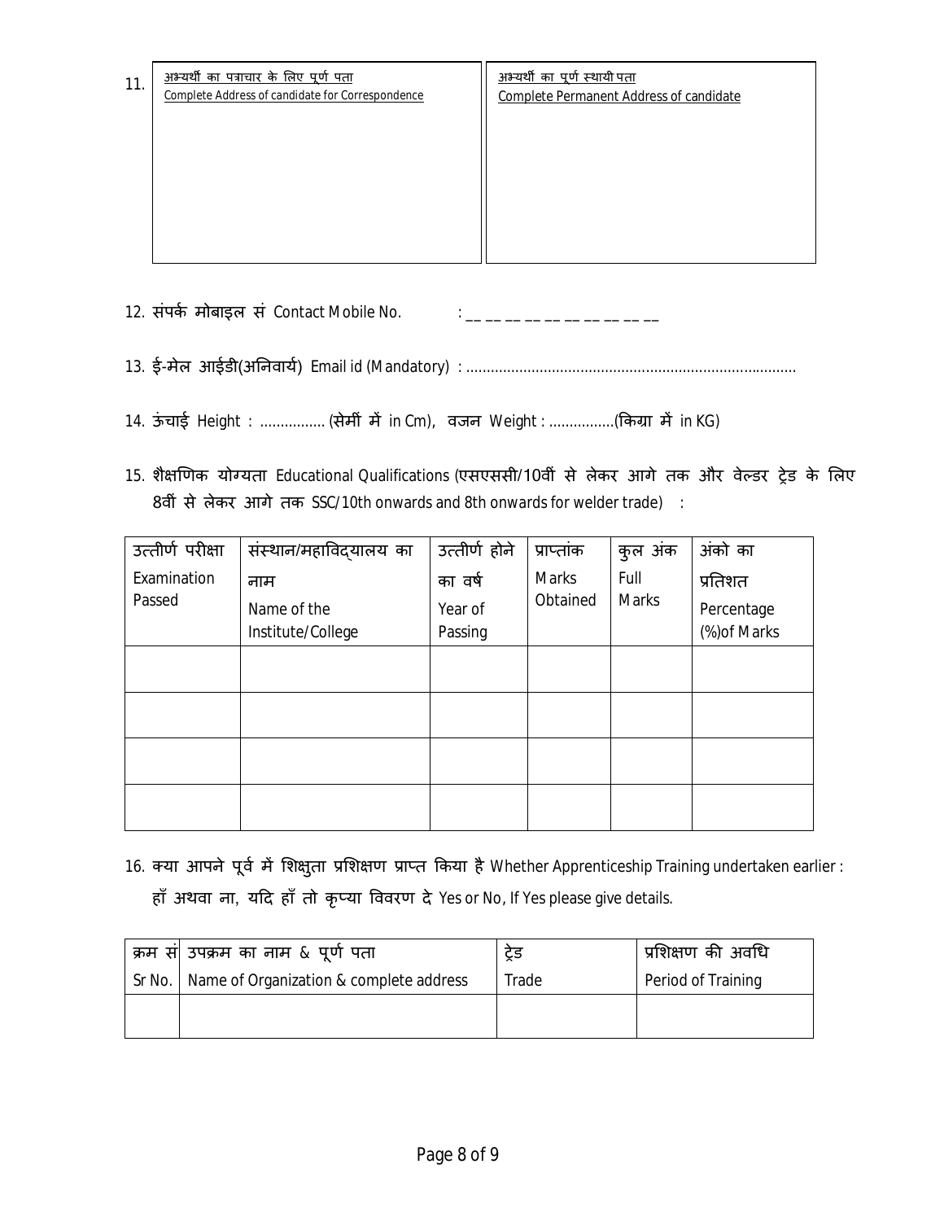11.

| अभ्यर्थी का पत्राचार के लिए पूर्ण पता<br>Complete Address of candidate for Correspondence | अभ्यर्थी का पूर्ण स्थायी पता<br>Complete Permanent Address of candidate |
|---|---|
| | |

12. संपर्क मोबाइल सं Contact Mobile No. : __ __ __ __ __ __ __ __ __ __

13. ई-मेल आईडी(अनिवार्य) Email id (Mandatory) : ................................................................................

14. ऊंचाई Height : ................ (सेमी में in Cm), वजन Weight : ................(किग्रा में in KG)

15. शैक्षणिक योग्यता Educational Qualifications (एसएससी/10वीं से लेकर आगे तक और वेल्डर ट्रेड के लिए 8वीं से लेकर आगे तक SSC/10th onwards and 8th onwards for welder trade) :

| उत्तीर्ण परीक्षा<br>Examination Passed | संस्थान/महाविद्यालय का नाम<br>Name of the Institute/College | उत्तीर्ण होने का वर्ष<br>Year of Passing | प्राप्तांक<br>Marks Obtained | कुल अंक<br>Full Marks | अंको का प्रतिशत<br>Percentage (%)of Marks |
|---|---|---|---|---|---|
| | | | | | |
| | | | | | |
| | | | | | |
| | | | | | |

16. क्या आपने पूर्व में शिक्षुता प्रशिक्षण प्राप्त किया है Whether Apprenticeship Training undertaken earlier : हाँ अथवा ना, यदि हाँ तो कृप्या विवरण दे Yes or No, If Yes please give details.

| क्रम सं<br>Sr No. | उपक्रम का नाम & पूर्ण पता<br>Name of Organization & complete address | ट्रेड<br>Trade | प्रशिक्षण की अवधि<br>Period of Training |
|---|---|---|---|
| | | | |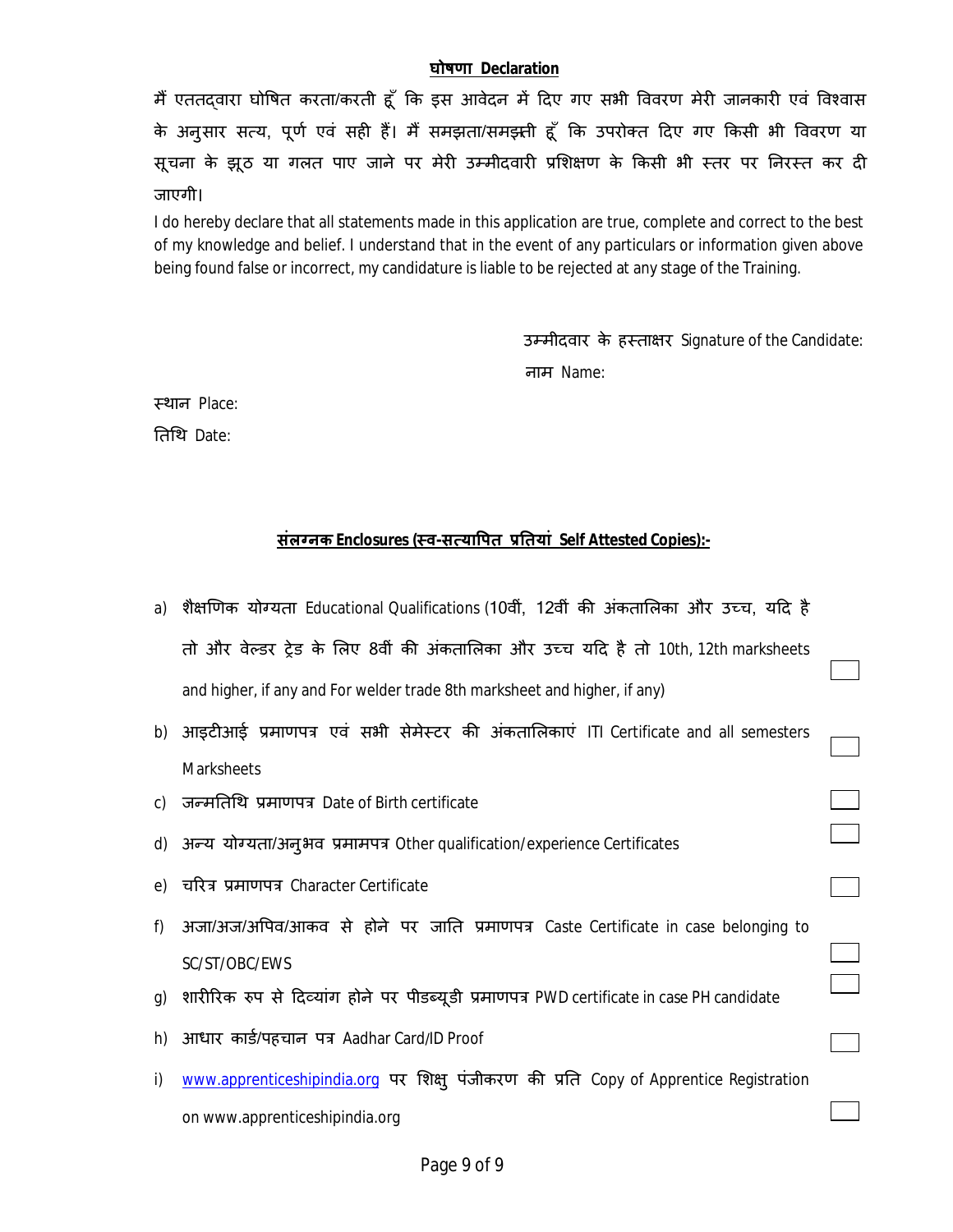## घोषणा Declaration

मैं एततद्वारा घोषित करता/करती हूँ कि इस आवेदन में दिए गए सभी विवरण मेरी जानकारी एवं विश्वास के अनुसार सत्य, पूर्ण एवं सही हैं। मैं समझता/समझती हूँ कि उपरोक्त दिए गए किसी भी विवरण या सूचना के झूठ या गलत पाए जाने पर मेरी उम्मीदवारी प्रशिक्षण के किसी भी स्तर पर निरस्त कर दी जाएगी।

I do hereby declare that all statements made in this application are true, complete and correct to the best of my knowledge and belief. I understand that in the event of any particulars or information given above being found false or incorrect, my candidature is liable to be rejected at any stage of the Training.

उम्मीदवार के हस्ताक्षर Signature of the Candidate:

नाम Name:

स्थान Place:

तिथि Date:

## संलग्नक Enclosures (स्व-सत्यापित प्रतियां Self Attested Copies):-

a) शैक्षणिक योग्यता Educational Qualifications (10वीं, 12वीं की अंकतालिका और उच्च, यदि है तो और वेल्डर ट्रेड के लिए 8वीं की अंकतालिका और उच्च यदि है तो 10th, 12th marksheets and higher, if any and For welder trade 8th marksheet and higher, if any) ☐

b) आइटीआई प्रमाणपत्र एवं सभी सेमेस्टर की अंकतालिकाएं ITI Certificate and all semesters Marksheets ☐

c) जन्मतिथि प्रमाणपत्र Date of Birth certificate ☐

d) अन्य योग्यता/अनुभव प्रमामपत्र Other qualification/experience Certificates ☐

e) चरित्र प्रमाणपत्र Character Certificate ☐

f) अजा/अजा/अपिव/आकव से होने पर जाति प्रमाणपत्र Caste Certificate in case belonging to SC/ST/OBC/EWS ☐

g) शारीरिक रुप से दिव्यांग होने पर पीडब्यूडी प्रमाणपत्र PWD certificate in case PH candidate ☐

h) आधार कार्ड/पहचान पत्र Aadhar Card/ID Proof ☐

i) www.apprenticeshipindia.org पर शिक्षु पंजीकरण की प्रति Copy of Apprentice Registration on www.apprenticeshipindia.org ☐